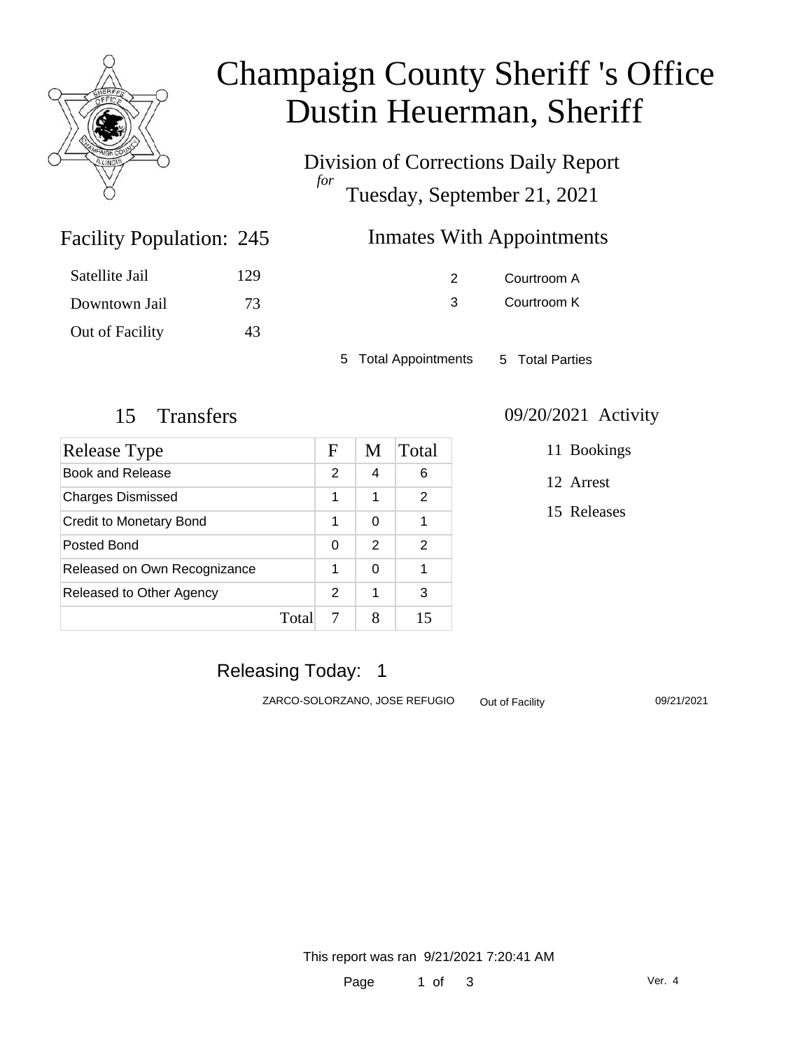# Champaign County Sheriff 's Office
# Dustin Heuerman, Sheriff

Division of Corrections Daily Report
*for*
Tuesday, September 21, 2021

## Facility Population: 245

| | |
|---|---|
| Satellite Jail | 129 |
| Downtown Jail | 73 |
| Out of Facility | 43 |

## Inmates With Appointments

| | |
|---|---|
| 2 | Courtroom A |
| 3 | Courtroom K |

5 Total Appointments   5 Total Parties

## 15 Transfers

| Release Type | F | M | Total |
|---|---|---|---|
| Book and Release | 2 | 4 | 6 |
| Charges Dismissed | 1 | 1 | 2 |
| Credit to Monetary Bond | 1 | 0 | 1 |
| Posted Bond | 0 | 2 | 2 |
| Released on Own Recognizance | 1 | 0 | 1 |
| Released to Other Agency | 2 | 1 | 3 |
| Total | 7 | 8 | 15 |

## 09/20/2021 Activity

- 11 Bookings
- 12 Arrest
- 15 Releases

## Releasing Today: 1

| | | |
|---|---|---|
| ZARCO-SOLORZANO, JOSE REFUGIO | Out of Facility | 09/21/2021 |

This report was ran 9/21/2021 7:20:41 AM

Ver. 4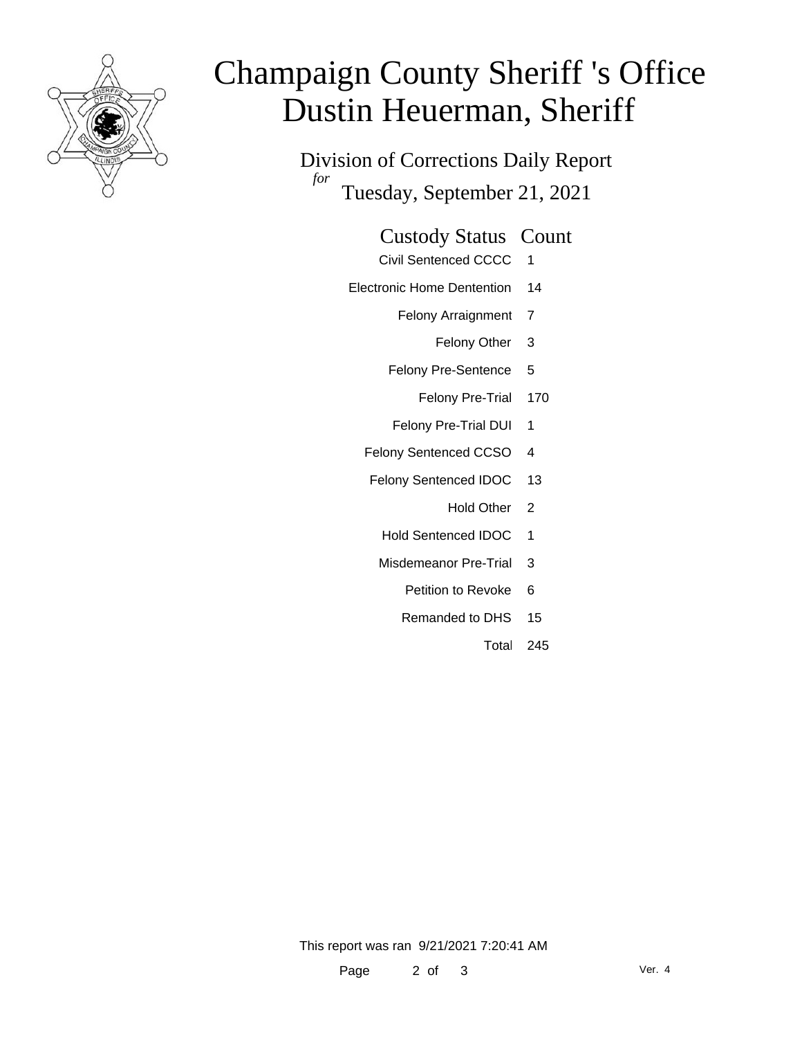# Champaign County Sheriff 's Office
# Dustin Heuerman, Sheriff

Division of Corrections Daily Report
*for*
Tuesday, September 21, 2021

| Custody Status | Count |
|---|---|
| Civil Sentenced CCCC | 1 |
| Electronic Home Dentention | 14 |
| Felony Arraignment | 7 |
| Felony Other | 3 |
| Felony Pre-Sentence | 5 |
| Felony Pre-Trial | 170 |
| Felony Pre-Trial DUI | 1 |
| Felony Sentenced CCSO | 4 |
| Felony Sentenced IDOC | 13 |
| Hold Other | 2 |
| Hold Sentenced IDOC | 1 |
| Misdemeanor Pre-Trial | 3 |
| Petition to Revoke | 6 |
| Remanded to DHS | 15 |
| Total | 245 |

This report was ran 9/21/2021 7:20:41 AM

Ver. 4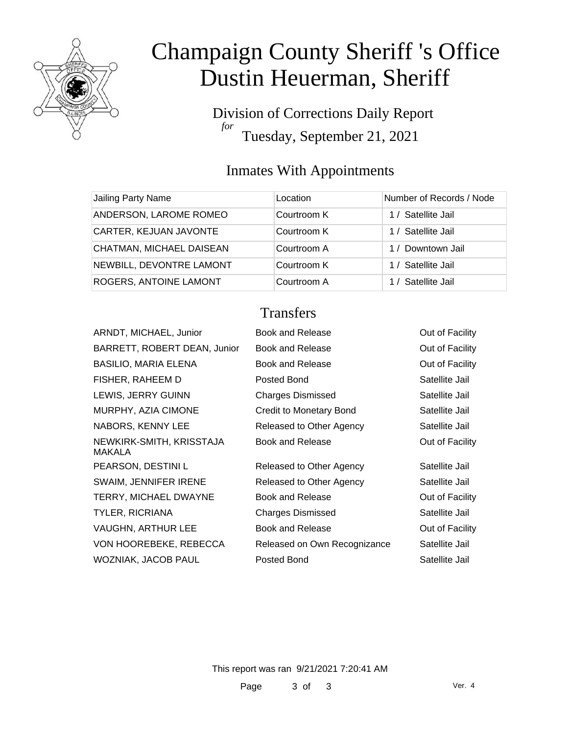# Champaign County Sheriff 's Office
# Dustin Heuerman, Sheriff

Division of Corrections Daily Report

*for* Tuesday, September 21, 2021

## Inmates With Appointments

| Jailing Party Name | Location | Number of Records / Node |
|---|---|---|
| ANDERSON, LAROME ROMEO | Courtroom K | 1 / Satellite Jail |
| CARTER, KEJUAN JAVONTE | Courtroom K | 1 / Satellite Jail |
| CHATMAN, MICHAEL DAISEAN | Courtroom A | 1 / Downtown Jail |
| NEWBILL, DEVONTRE LAMONT | Courtroom K | 1 / Satellite Jail |
| ROGERS, ANTOINE LAMONT | Courtroom A | 1 / Satellite Jail |

## Transfers

| | | |
|---|---|---|
| ARNDT, MICHAEL, Junior | Book and Release | Out of Facility |
| BARRETT, ROBERT DEAN, Junior | Book and Release | Out of Facility |
| BASILIO, MARIA ELENA | Book and Release | Out of Facility |
| FISHER, RAHEEM D | Posted Bond | Satellite Jail |
| LEWIS, JERRY GUINN | Charges Dismissed | Satellite Jail |
| MURPHY, AZIA CIMONE | Credit to Monetary Bond | Satellite Jail |
| NABORS, KENNY LEE | Released to Other Agency | Satellite Jail |
| NEWKIRK-SMITH, KRISSTAJA MAKALA | Book and Release | Out of Facility |
| PEARSON, DESTINI L | Released to Other Agency | Satellite Jail |
| SWAIM, JENNIFER IRENE | Released to Other Agency | Satellite Jail |
| TERRY, MICHAEL DWAYNE | Book and Release | Out of Facility |
| TYLER, RICRIANA | Charges Dismissed | Satellite Jail |
| VAUGHN, ARTHUR LEE | Book and Release | Out of Facility |
| VON HOOREBEKE, REBECCA | Released on Own Recognizance | Satellite Jail |
| WOZNIAK, JACOB PAUL | Posted Bond | Satellite Jail |

This report was ran 9/21/2021 7:20:41 AM

Ver. 4